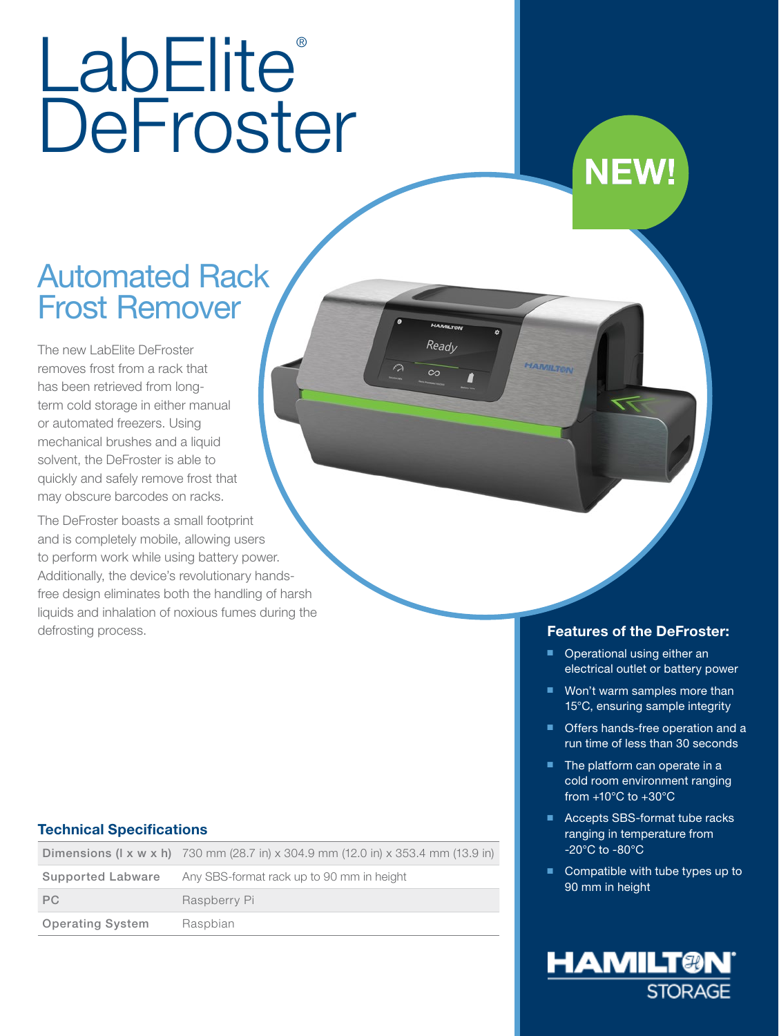# LabElite® DeFroster

NEW!

## Automated Rack Frost Remover

The new LabElite DeFroster removes frost from a rack that has been retrieved from long-term cold storage in either manual or automated freezers. Using mechanical brushes and a liquid solvent, the DeFroster is able to quickly and safely remove frost that may obscure barcodes on racks.

The DeFroster boasts a small footprint and is completely mobile, allowing users to perform work while using battery power. Additionally, the device's revolutionary hands-free design eliminates both the handling of harsh liquids and inhalation of noxious fumes during the defrosting process.

### Technical Specifications

| | |
|---|---|
| Dimensions (l x w x h) | 730 mm (28.7 in) x 304.9 mm (12.0 in) x 353.4 mm (13.9 in) |
| Supported Labware | Any SBS-format rack up to 90 mm in height |
| PC | Raspberry Pi |
| Operating System | Raspbian |

### Features of the DeFroster:

- Operational using either an electrical outlet or battery power
- Won't warm samples more than 15°C, ensuring sample integrity
- Offers hands-free operation and a run time of less than 30 seconds
- The platform can operate in a cold room environment ranging from +10°C to +30°C
- Accepts SBS-format tube racks ranging in temperature from -20°C to -80°C
- Compatible with tube types up to 90 mm in height

HAMILTON® STORAGE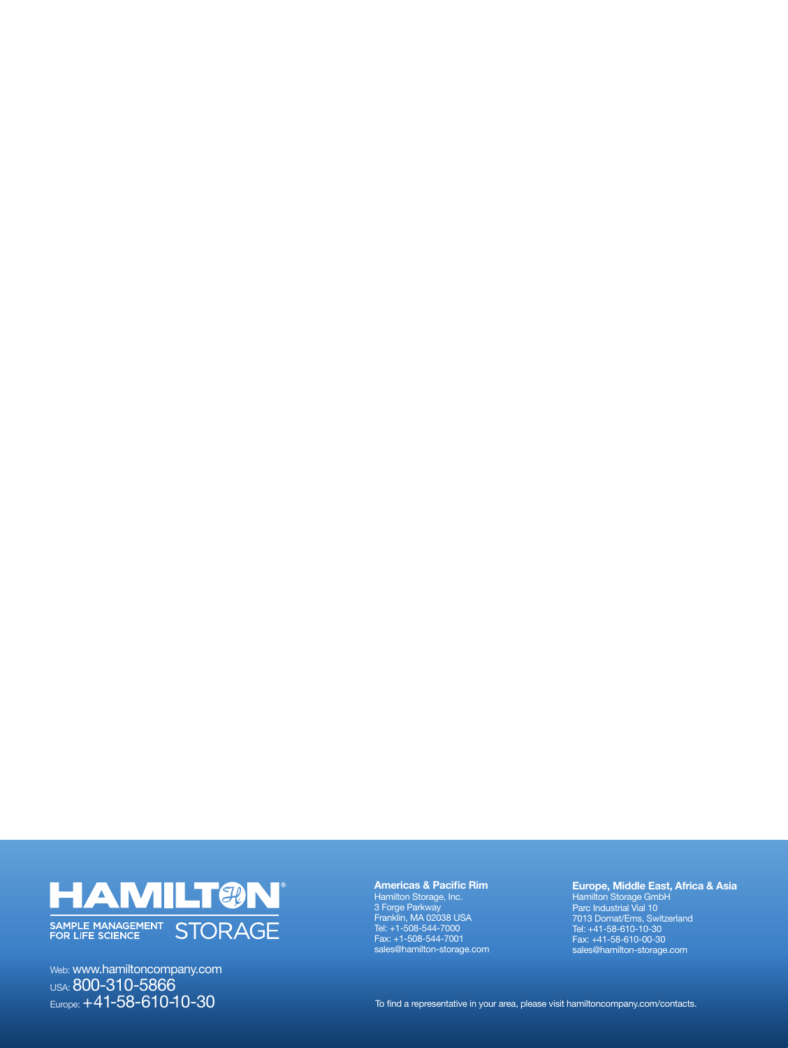HAMILTON®

SAMPLE MANAGEMENT FOR LIFE SCIENCE STORAGE

Web: www.hamiltoncompany.com
USA: 800-310-5866
Europe: +41-58-610-10-30

**Americas & Pacific Rim**
Hamilton Storage, Inc.
3 Forge Parkway
Franklin, MA 02038 USA
Tel: +1-508-544-7000
Fax: +1-508-544-7001
sales@hamilton-storage.com

**Europe, Middle East, Africa & Asia**
Hamilton Storage GmbH
Parc Industrial Vial 10
7013 Domat/Ems, Switzerland
Tel: +41-58-610-10-30
Fax: +41-58-610-00-30
sales@hamilton-storage.com

To find a representative in your area, please visit hamiltoncompany.com/contacts.